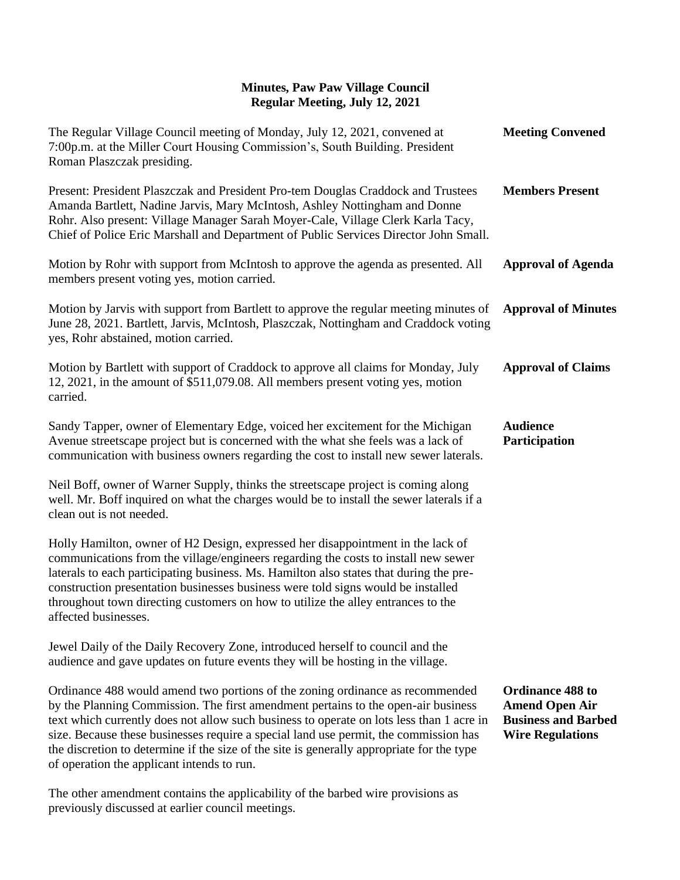# Minutes, Paw Paw Village Council
## Regular Meeting, July 12, 2021

**Meeting Convened**

The Regular Village Council meeting of Monday, July 12, 2021, convened at 7:00p.m. at the Miller Court Housing Commission's, South Building. President Roman Plaszczak presiding.

**Members Present**

Present: President Plaszczak and President Pro-tem Douglas Craddock and Trustees Amanda Bartlett, Nadine Jarvis, Mary McIntosh, Ashley Nottingham and Donne Rohr. Also present: Village Manager Sarah Moyer-Cale, Village Clerk Karla Tacy, Chief of Police Eric Marshall and Department of Public Services Director John Small.

**Approval of Agenda**

Motion by Rohr with support from McIntosh to approve the agenda as presented. All members present voting yes, motion carried.

**Approval of Minutes**

Motion by Jarvis with support from Bartlett to approve the regular meeting minutes of June 28, 2021. Bartlett, Jarvis, McIntosh, Plaszczak, Nottingham and Craddock voting yes, Rohr abstained, motion carried.

**Approval of Claims**

Motion by Bartlett with support of Craddock to approve all claims for Monday, July 12, 2021, in the amount of $511,079.08. All members present voting yes, motion carried.

**Audience Participation**

Sandy Tapper, owner of Elementary Edge, voiced her excitement for the Michigan Avenue streetscape project but is concerned with the what she feels was a lack of communication with business owners regarding the cost to install new sewer laterals.

Neil Boff, owner of Warner Supply, thinks the streetscape project is coming along well. Mr. Boff inquired on what the charges would be to install the sewer laterals if a clean out is not needed.

Holly Hamilton, owner of H2 Design, expressed her disappointment in the lack of communications from the village/engineers regarding the costs to install new sewer laterals to each participating business. Ms. Hamilton also states that during the pre-construction presentation businesses business were told signs would be installed throughout town directing customers on how to utilize the alley entrances to the affected businesses.

Jewel Daily of the Daily Recovery Zone, introduced herself to council and the audience and gave updates on future events they will be hosting in the village.

**Ordinance 488 to Amend Open Air Business and Barbed Wire Regulations**

Ordinance 488 would amend two portions of the zoning ordinance as recommended by the Planning Commission. The first amendment pertains to the open-air business text which currently does not allow such business to operate on lots less than 1 acre in size. Because these businesses require a special land use permit, the commission has the discretion to determine if the size of the site is generally appropriate for the type of operation the applicant intends to run.

The other amendment contains the applicability of the barbed wire provisions as previously discussed at earlier council meetings.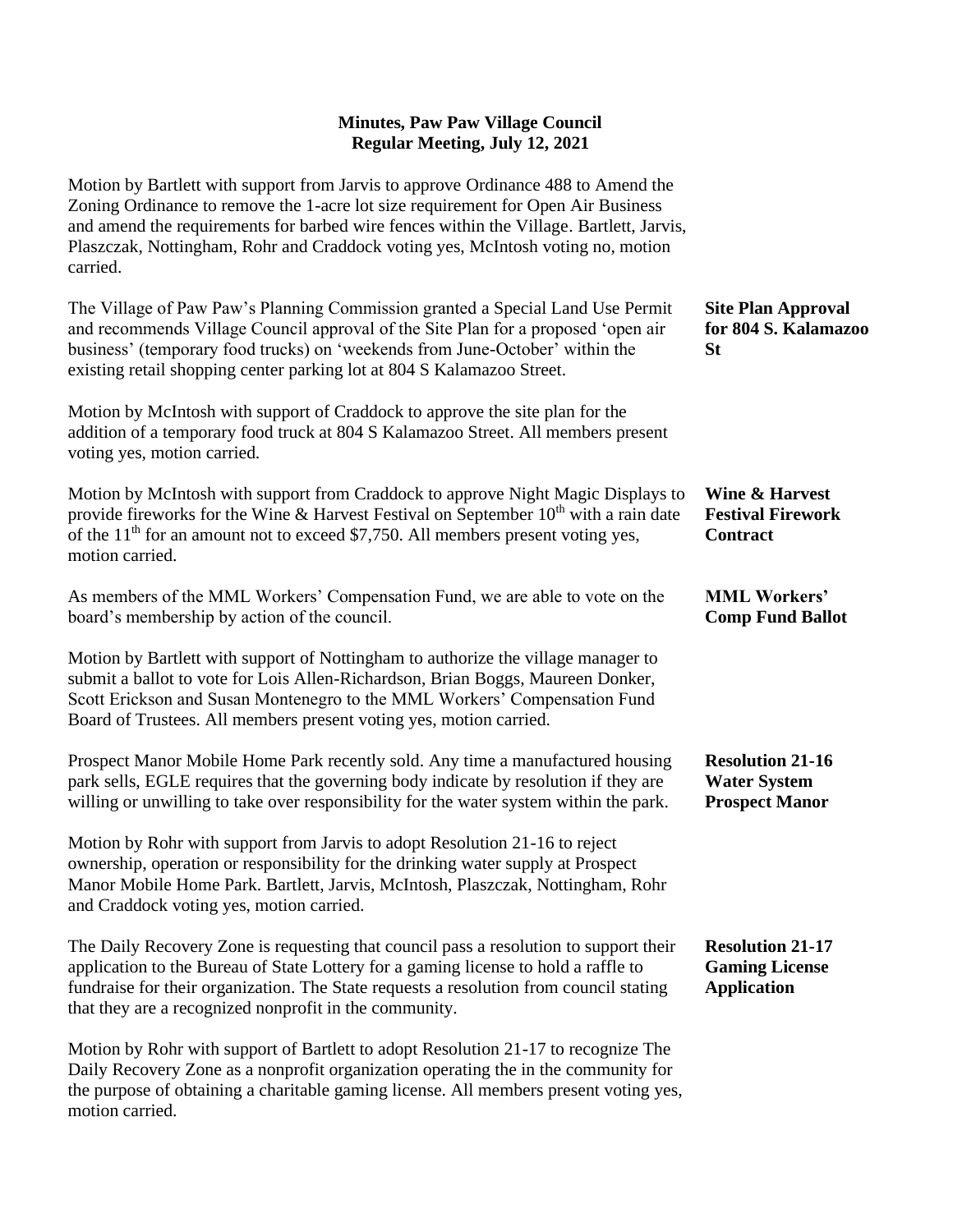**Minutes, Paw Paw Village Council**
**Regular Meeting, July 12, 2021**

Motion by Bartlett with support from Jarvis to approve Ordinance 488 to Amend the Zoning Ordinance to remove the 1-acre lot size requirement for Open Air Business and amend the requirements for barbed wire fences within the Village. Bartlett, Jarvis, Plaszczak, Nottingham, Rohr and Craddock voting yes, McIntosh voting no, motion carried.

**Site Plan Approval for 804 S. Kalamazoo St**

The Village of Paw Paw's Planning Commission granted a Special Land Use Permit and recommends Village Council approval of the Site Plan for a proposed 'open air business' (temporary food trucks) on 'weekends from June-October' within the existing retail shopping center parking lot at 804 S Kalamazoo Street.

Motion by McIntosh with support of Craddock to approve the site plan for the addition of a temporary food truck at 804 S Kalamazoo Street. All members present voting yes, motion carried.

**Wine & Harvest Festival Firework Contract**

Motion by McIntosh with support from Craddock to approve Night Magic Displays to provide fireworks for the Wine & Harvest Festival on September 10th with a rain date of the 11th for an amount not to exceed $7,750. All members present voting yes, motion carried.

**MML Workers' Comp Fund Ballot**

As members of the MML Workers' Compensation Fund, we are able to vote on the board's membership by action of the council.

Motion by Bartlett with support of Nottingham to authorize the village manager to submit a ballot to vote for Lois Allen-Richardson, Brian Boggs, Maureen Donker, Scott Erickson and Susan Montenegro to the MML Workers' Compensation Fund Board of Trustees. All members present voting yes, motion carried.

**Resolution 21-16 Water System Prospect Manor**

Prospect Manor Mobile Home Park recently sold. Any time a manufactured housing park sells, EGLE requires that the governing body indicate by resolution if they are willing or unwilling to take over responsibility for the water system within the park.

Motion by Rohr with support from Jarvis to adopt Resolution 21-16 to reject ownership, operation or responsibility for the drinking water supply at Prospect Manor Mobile Home Park. Bartlett, Jarvis, McIntosh, Plaszczak, Nottingham, Rohr and Craddock voting yes, motion carried.

**Resolution 21-17 Gaming License Application**

The Daily Recovery Zone is requesting that council pass a resolution to support their application to the Bureau of State Lottery for a gaming license to hold a raffle to fundraise for their organization. The State requests a resolution from council stating that they are a recognized nonprofit in the community.

Motion by Rohr with support of Bartlett to adopt Resolution 21-17 to recognize The Daily Recovery Zone as a nonprofit organization operating the in the community for the purpose of obtaining a charitable gaming license. All members present voting yes, motion carried.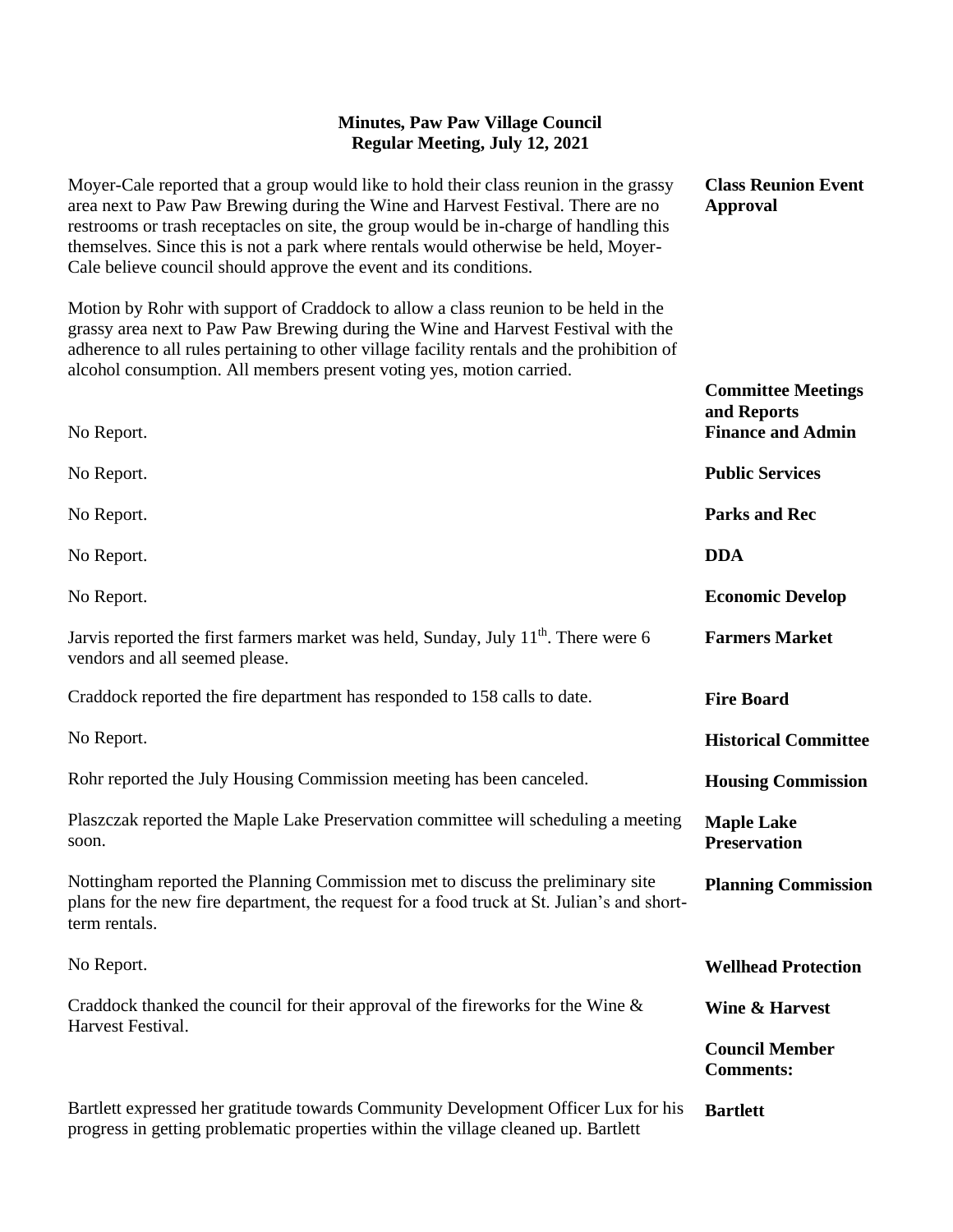# Minutes, Paw Paw Village Council
## Regular Meeting, July 12, 2021

**Class Reunion Event Approval**

Moyer-Cale reported that a group would like to hold their class reunion in the grassy area next to Paw Paw Brewing during the Wine and Harvest Festival. There are no restrooms or trash receptacles on site, the group would be in-charge of handling this themselves. Since this is not a park where rentals would otherwise be held, Moyer-Cale believe council should approve the event and its conditions.

Motion by Rohr with support of Craddock to allow a class reunion to be held in the grassy area next to Paw Paw Brewing during the Wine and Harvest Festival with the adherence to all rules pertaining to other village facility rentals and the prohibition of alcohol consumption. All members present voting yes, motion carried.

**Committee Meetings and Reports**

**Finance and Admin**

No Report.

**Public Services**

No Report.

**Parks and Rec**

No Report.

**DDA**

No Report.

**Economic Develop**

No Report.

**Farmers Market**

Jarvis reported the first farmers market was held, Sunday, July 11th. There were 6 vendors and all seemed please.

**Fire Board**

Craddock reported the fire department has responded to 158 calls to date.

**Historical Committee**

No Report.

**Housing Commission**

Rohr reported the July Housing Commission meeting has been canceled.

**Maple Lake Preservation**

Plaszczak reported the Maple Lake Preservation committee will scheduling a meeting soon.

**Planning Commission**

Nottingham reported the Planning Commission met to discuss the preliminary site plans for the new fire department, the request for a food truck at St. Julian's and short-term rentals.

**Wellhead Protection**

No Report.

**Wine & Harvest**

Craddock thanked the council for their approval of the fireworks for the Wine & Harvest Festival.

**Council Member Comments:**

**Bartlett**

Bartlett expressed her gratitude towards Community Development Officer Lux for his progress in getting problematic properties within the village cleaned up. Bartlett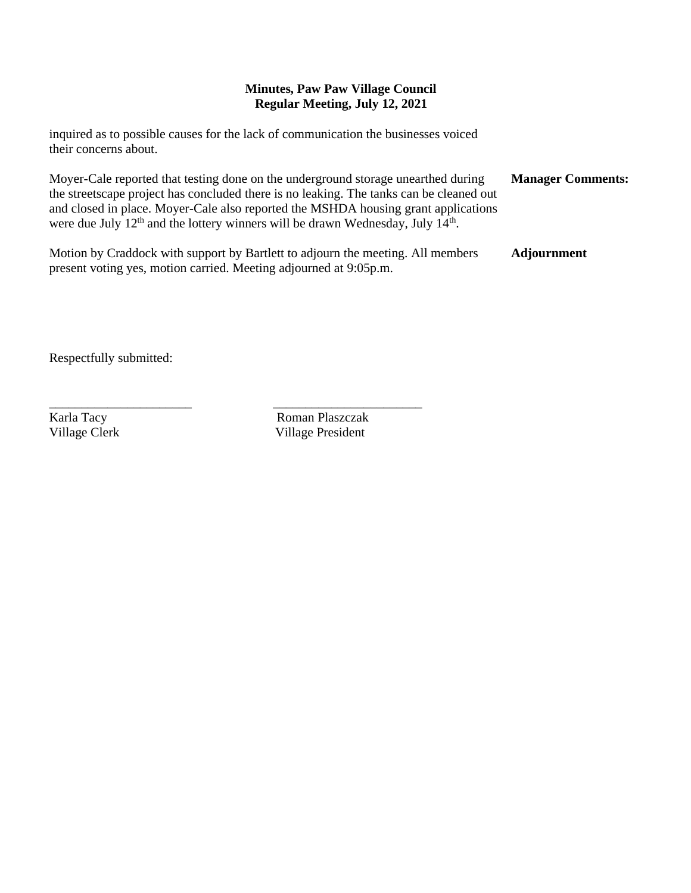inquired as to possible causes for the lack of communication the businesses voiced their concerns about.

**Manager Comments:**

Moyer-Cale reported that testing done on the underground storage unearthed during the streetscape project has concluded there is no leaking. The tanks can be cleaned out and closed in place. Moyer-Cale also reported the MSHDA housing grant applications were due July 12th and the lottery winners will be drawn Wednesday, July 14th.

**Adjournment**

Motion by Craddock with support by Bartlett to adjourn the meeting. All members present voting yes, motion carried. Meeting adjourned at 9:05p.m.

Respectfully submitted:

______________________ ______________________

Karla Tacy  
Village Clerk

Roman Plaszczak  
Village President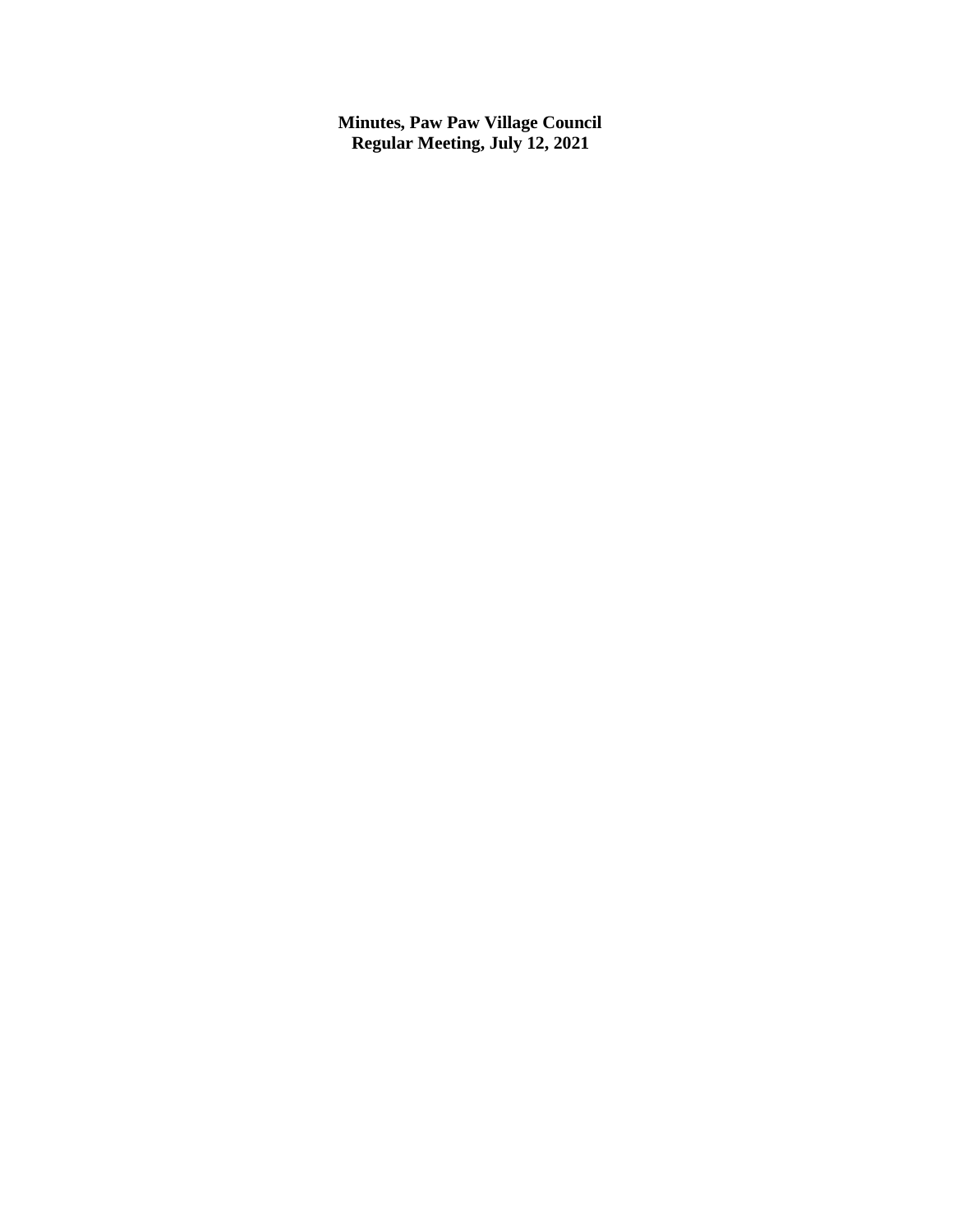**Minutes, Paw Paw Village Council**
**Regular Meeting, July 12, 2021**